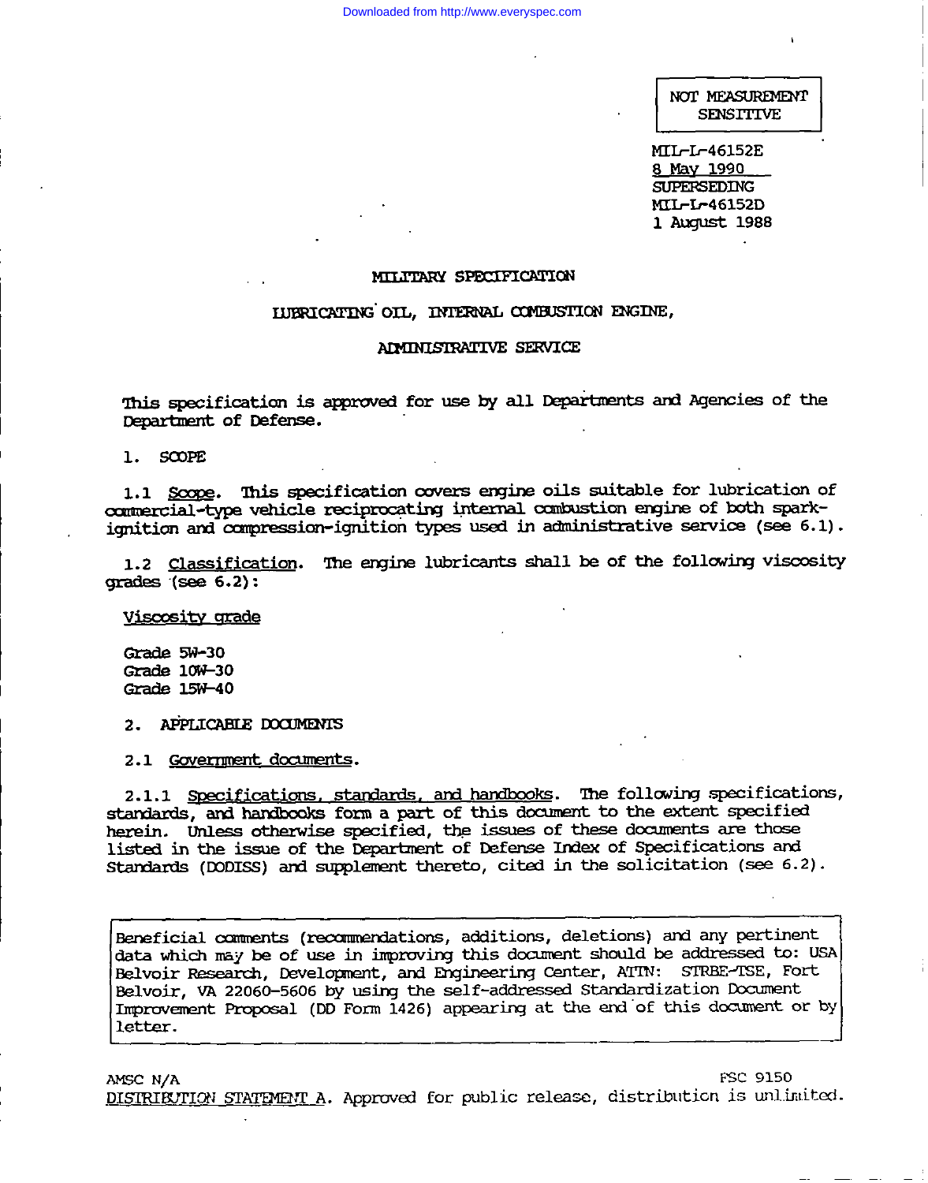NOT MEASUREMENT SENSITIVE

MIL-L-46152E
8 May 1990
SUPERSEDING
MIL-L-46152D
1 August 1988

# MILITARY SPECIFICATION

## LUBRICATING OIL, INTERNAL COMBUSTION ENGINE, ADMINISTRATIVE SERVICE

This specification is approved for use by all Departments and Agencies of the Department of Defense.

## 1. SCOPE

1.1 Scope. This specification covers engine oils suitable for lubrication of commercial-type vehicle reciprocating internal combustion engine of both spark-ignition and compression-ignition types used in administrative service (see 6.1).

1.2 Classification. The engine lubricants shall be of the following viscosity grades (see 6.2):

Viscosity grade

Grade 5W-30
Grade 10W-30
Grade 15W-40

## 2. APPLICABLE DOCUMENTS

2.1 Government documents.

2.1.1 Specifications, standards, and handbooks. The following specifications, standards, and handbooks form a part of this document to the extent specified herein. Unless otherwise specified, the issues of these documents are those listed in the issue of the Department of Defense Index of Specifications and Standards (DODISS) and supplement thereto, cited in the solicitation (see 6.2).

Beneficial comments (recommendations, additions, deletions) and any pertinent data which may be of use in improving this document should be addressed to: USA Belvoir Research, Development, and Engineering Center, ATTN: STRBE-TSE, Fort Belvoir, VA 22060-5606 by using the self-addressed Standardization Document Improvement Proposal (DD Form 1426) appearing at the end of this document or by letter.

AMSC N/A FSC 9150

DISTRIBUTION STATEMENT A. Approved for public release, distribution is unlimited.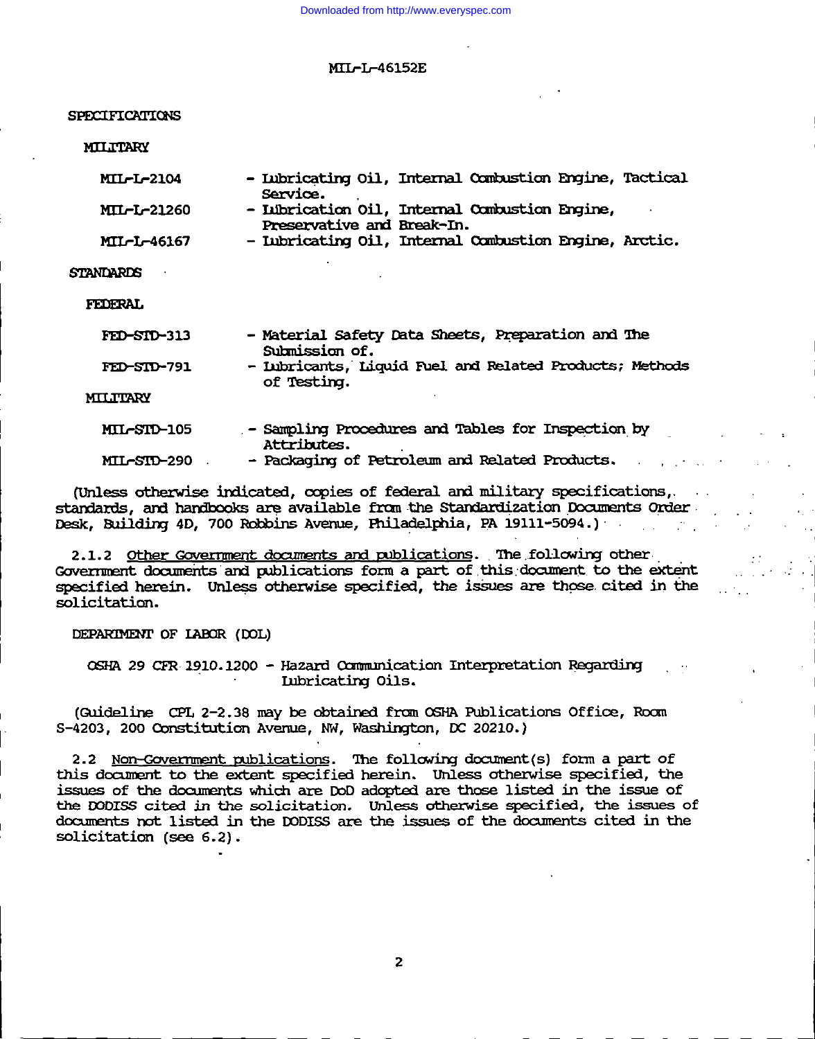SPECIFICATIONS

MILITARY

| | |
|---|---|
| MIL-L-2104 | - Lubricating Oil, Internal Combustion Engine, Tactical Service. |
| MIL-L-21260 | - Lubrication Oil, Internal Combustion Engine, Preservative and Break-In. |
| MIL-L-46167 | - Lubricating Oil, Internal Combustion Engine, Arctic. |

STANDARDS

FEDERAL

| | |
|---|---|
| FED-STD-313 | - Material Safety Data Sheets, Preparation and The Submission of. |
| FED-STD-791 | - Lubricants, Liquid Fuel and Related Products; Methods of Testing. |

MILITARY

| | |
|---|---|
| MIL-STD-105 | - Sampling Procedures and Tables for Inspection by Attributes. |
| MIL-STD-290 | - Packaging of Petroleum and Related Products. |

(Unless otherwise indicated, copies of federal and military specifications, standards, and handbooks are available from the Standardization Documents Order Desk, Building 4D, 700 Robbins Avenue, Philadelphia, PA 19111-5094.)

2.1.2 Other Government documents and publications. The following other Government documents and publications form a part of this document to the extent specified herein. Unless otherwise specified, the issues are those cited in the solicitation.

DEPARTMENT OF LABOR (DOL)

OSHA 29 CFR 1910.1200 - Hazard Communication Interpretation Regarding Lubricating Oils.

(Guideline CPL 2-2.38 may be obtained from OSHA Publications Office, Room S-4203, 200 Constitution Avenue, NW, Washington, DC 20210.)

2.2 Non-Government publications. The following document(s) form a part of this document to the extent specified herein. Unless otherwise specified, the issues of the documents which are DoD adopted are those listed in the issue of the DODISS cited in the solicitation. Unless otherwise specified, the issues of documents not listed in the DODISS are the issues of the documents cited in the solicitation (see 6.2).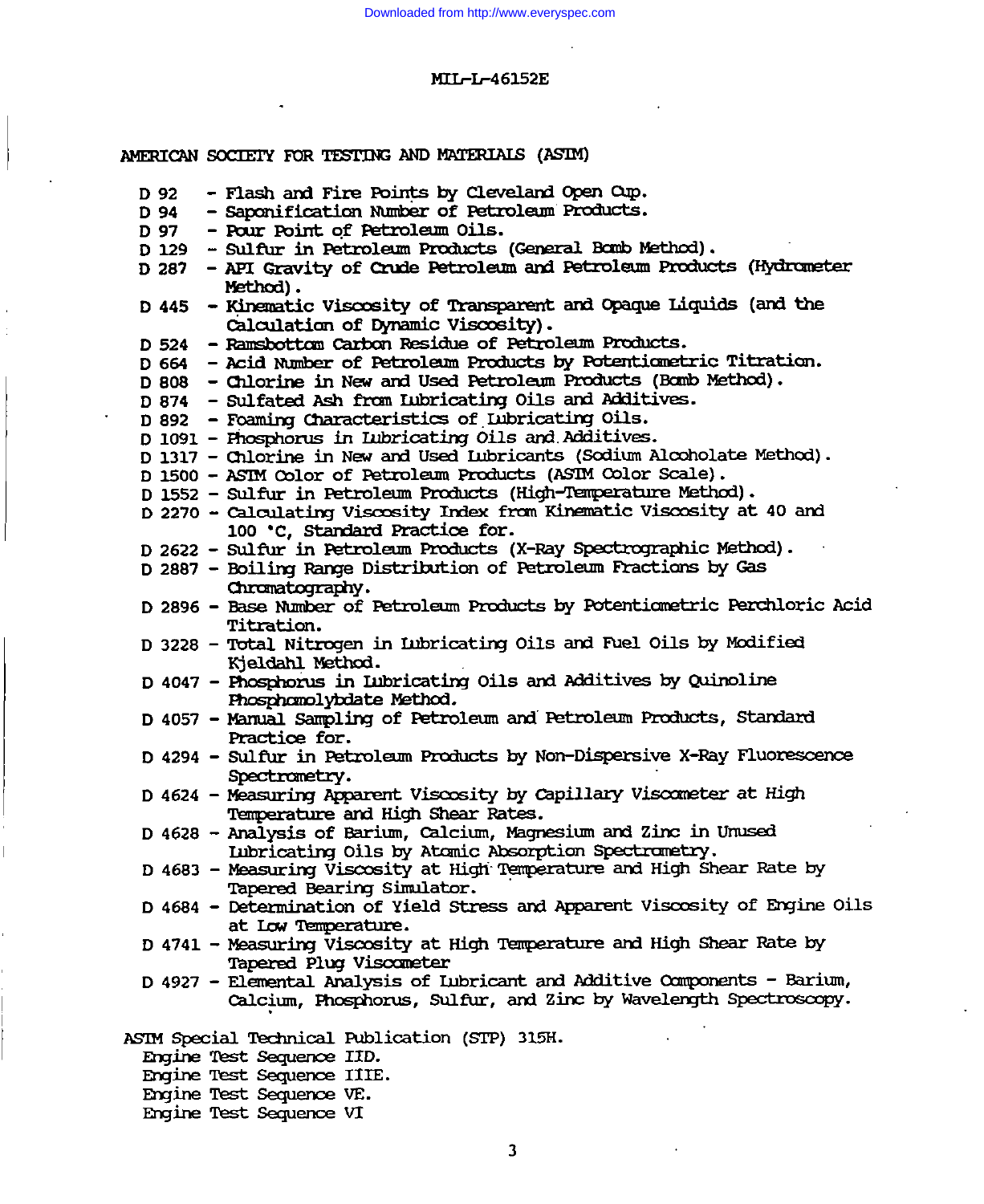AMERICAN SOCIETY FOR TESTING AND MATERIALS (ASTM)

- D 92 - Flash and Fire Points by Cleveland Open Cup.
- D 94 - Saponification Number of Petroleum Products.
- D 97 - Pour Point of Petroleum Oils.
- D 129 - Sulfur in Petroleum Products (General Bomb Method).
- D 287 - API Gravity of Crude Petroleum and Petroleum Products (Hydrometer Method).
- D 445 - Kinematic Viscosity of Transparent and Opaque Liquids (and the Calculation of Dynamic Viscosity).
- D 524 - Ramsbottom Carbon Residue of Petroleum Products.
- D 664 - Acid Number of Petroleum Products by Potentiometric Titration.
- D 808 - Chlorine in New and Used Petroleum Products (Bomb Method).
- D 874 - Sulfated Ash from Lubricating Oils and Additives.
- D 892 - Foaming Characteristics of Lubricating Oils.
- D 1091 - Phosphorus in Lubricating Oils and Additives.
- D 1317 - Chlorine in New and Used Lubricants (Sodium Alcoholate Method).
- D 1500 - ASTM Color of Petroleum Products (ASTM Color Scale).
- D 1552 - Sulfur in Petroleum Products (High-Temperature Method).
- D 2270 - Calculating Viscosity Index from Kinematic Viscosity at 40 and 100 °C, Standard Practice for.
- D 2622 - Sulfur in Petroleum Products (X-Ray Spectrographic Method).
- D 2887 - Boiling Range Distribution of Petroleum Fractions by Gas Chromatography.
- D 2896 - Base Number of Petroleum Products by Potentiometric Perchloric Acid Titration.
- D 3228 - Total Nitrogen in Lubricating Oils and Fuel Oils by Modified Kjeldahl Method.
- D 4047 - Phosphorus in Lubricating Oils and Additives by Quinoline Phosphomolybdate Method.
- D 4057 - Manual Sampling of Petroleum and Petroleum Products, Standard Practice for.
- D 4294 - Sulfur in Petroleum Products by Non-Dispersive X-Ray Fluorescence Spectrometry.
- D 4624 - Measuring Apparent Viscosity by Capillary Viscometer at High Temperature and High Shear Rates.
- D 4628 - Analysis of Barium, Calcium, Magnesium and Zinc in Unused Lubricating Oils by Atomic Absorption Spectrometry.
- D 4683 - Measuring Viscosity at High Temperature and High Shear Rate by Tapered Bearing Simulator.
- D 4684 - Determination of Yield Stress and Apparent Viscosity of Engine Oils at Low Temperature.
- D 4741 - Measuring Viscosity at High Temperature and High Shear Rate by Tapered Plug Viscometer
- D 4927 - Elemental Analysis of Lubricant and Additive Components - Barium, Calcium, Phosphorus, Sulfur, and Zinc by Wavelength Spectroscopy.

ASTM Special Technical Publication (STP) 315H.

- Engine Test Sequence IID.
- Engine Test Sequence IIIE.
- Engine Test Sequence VE.
- Engine Test Sequence VI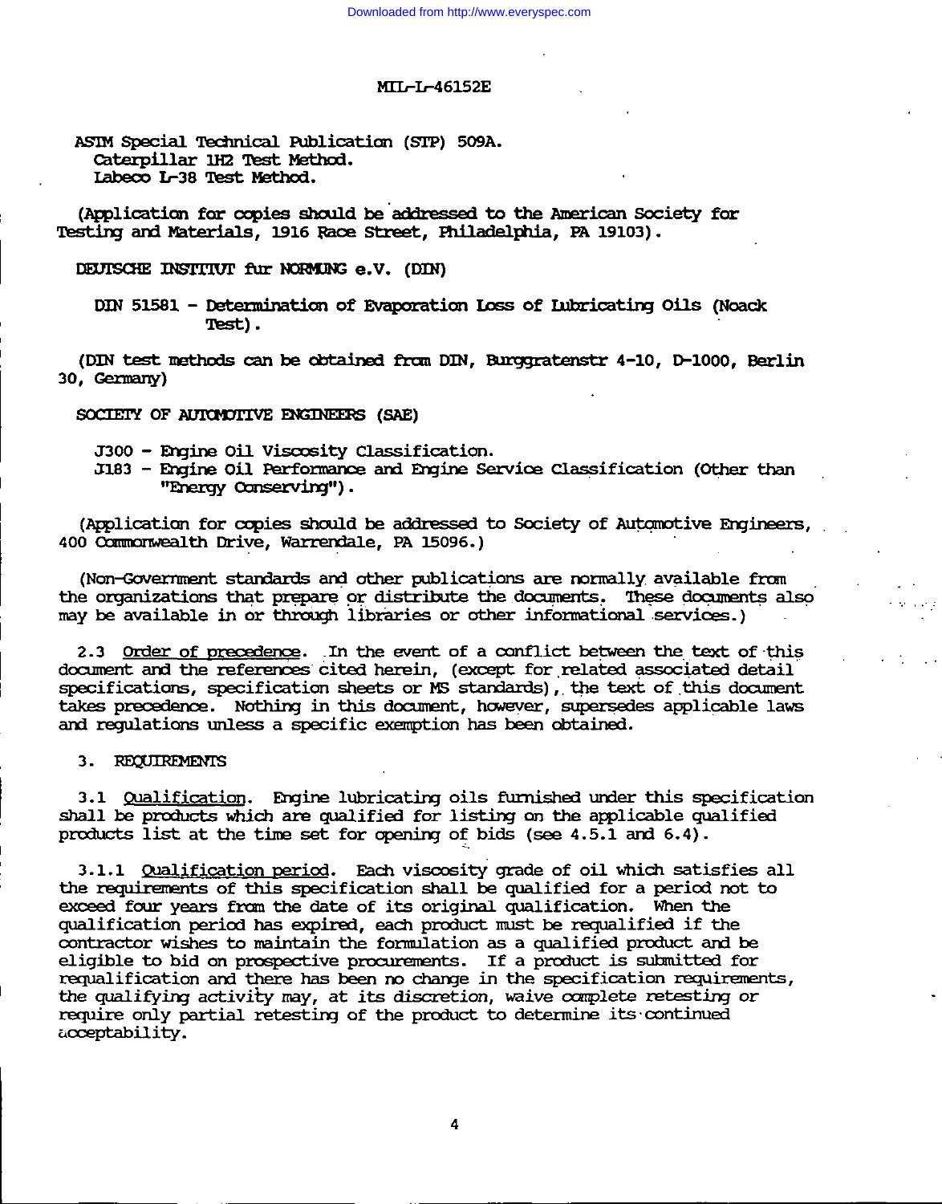ASTM Special Technical Publication (STP) 509A.
Caterpillar 1H2 Test Method.
Labeco L-38 Test Method.

(Application for copies should be addressed to the American Society for Testing and Materials, 1916 Race Street, Philadelphia, PA 19103).

DEUTSCHE INSTITUT fur NORMUNG e.V. (DIN)

DIN 51581 - Determination of Evaporation Loss of Lubricating Oils (Noack Test).

(DIN test methods can be obtained from DIN, Burggratenstr 4-10, D-1000, Berlin 30, Germany)

SOCIETY OF AUTOMOTIVE ENGINEERS (SAE)

J300 - Engine Oil Viscosity Classification.
J183 - Engine Oil Performance and Engine Service Classification (Other than "Energy Conserving").

(Application for copies should be addressed to Society of Automotive Engineers, 400 Commonwealth Drive, Warrendale, PA 15096.)

(Non-Government standards and other publications are normally available from the organizations that prepare or distribute the documents. These documents also may be available in or through libraries or other informational services.)

2.3 Order of precedence. In the event of a conflict between the text of this document and the references cited herein, (except for related associated detail specifications, specification sheets or MS standards), the text of this document takes precedence. Nothing in this document, however, supersedes applicable laws and regulations unless a specific exemption has been obtained.

3. REQUIREMENTS

3.1 Qualification. Engine lubricating oils furnished under this specification shall be products which are qualified for listing on the applicable qualified products list at the time set for opening of bids (see 4.5.1 and 6.4).

3.1.1 Qualification period. Each viscosity grade of oil which satisfies all the requirements of this specification shall be qualified for a period not to exceed four years from the date of its original qualification. When the qualification period has expired, each product must be requalified if the contractor wishes to maintain the formulation as a qualified product and be eligible to bid on prospective procurements. If a product is submitted for requalification and there has been no change in the specification requirements, the qualifying activity may, at its discretion, waive complete retesting or require only partial retesting of the product to determine its continued acceptability.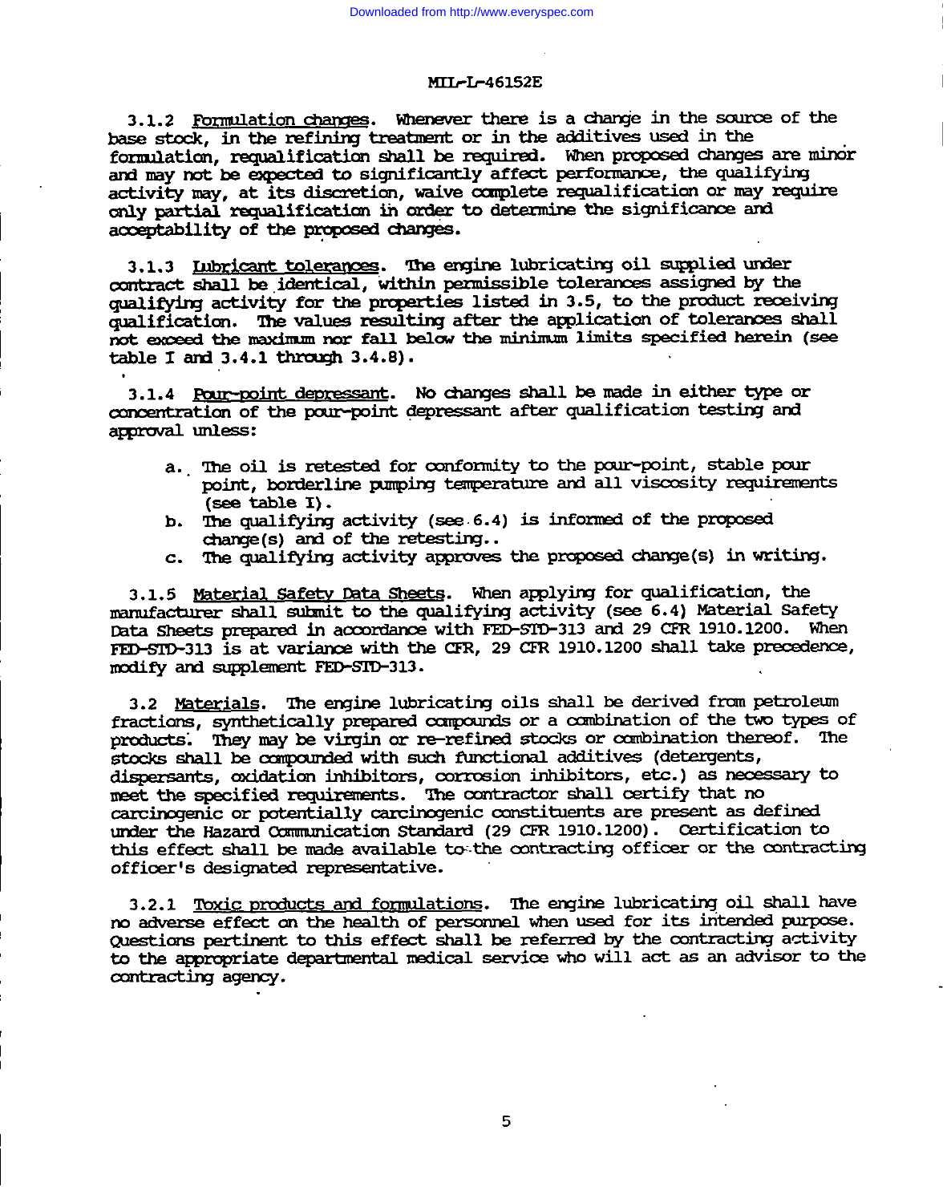3.1.2 Formulation changes. Whenever there is a change in the source of the base stock, in the refining treatment or in the additives used in the formulation, requalification shall be required. When proposed changes are minor and may not be expected to significantly affect performance, the qualifying activity may, at its discretion, waive complete requalification or may require only partial requalification in order to determine the significance and acceptability of the proposed changes.

3.1.3 Lubricant tolerances. The engine lubricating oil supplied under contract shall be identical, within permissible tolerances assigned by the qualifying activity for the properties listed in 3.5, to the product receiving qualification. The values resulting after the application of tolerances shall not exceed the maximum nor fall below the minimum limits specified herein (see table I and 3.4.1 through 3.4.8).

3.1.4 Pour-point depressant. No changes shall be made in either type or concentration of the pour-point depressant after qualification testing and approval unless:

a. The oil is retested for conformity to the pour-point, stable pour point, borderline pumping temperature and all viscosity requirements (see table I).
b. The qualifying activity (see 6.4) is informed of the proposed change(s) and of the retesting..
c. The qualifying activity approves the proposed change(s) in writing.

3.1.5 Material Safety Data Sheets. When applying for qualification, the manufacturer shall submit to the qualifying activity (see 6.4) Material Safety Data Sheets prepared in accordance with FED-STD-313 and 29 CFR 1910.1200. When FED-STD-313 is at variance with the CFR, 29 CFR 1910.1200 shall take precedence, modify and supplement FED-STD-313.

3.2 Materials. The engine lubricating oils shall be derived from petroleum fractions, synthetically prepared compounds or a combination of the two types of products. They may be virgin or re-refined stocks or combination thereof. The stocks shall be compounded with such functional additives (detergents, dispersants, oxidation inhibitors, corrosion inhibitors, etc.) as necessary to meet the specified requirements. The contractor shall certify that no carcinogenic or potentially carcinogenic constituents are present as defined under the Hazard Communication Standard (29 CFR 1910.1200). Certification to this effect shall be made available to the contracting officer or the contracting officer's designated representative.

3.2.1 Toxic products and formulations. The engine lubricating oil shall have no adverse effect on the health of personnel when used for its intended purpose. Questions pertinent to this effect shall be referred by the contracting activity to the appropriate departmental medical service who will act as an advisor to the contracting agency.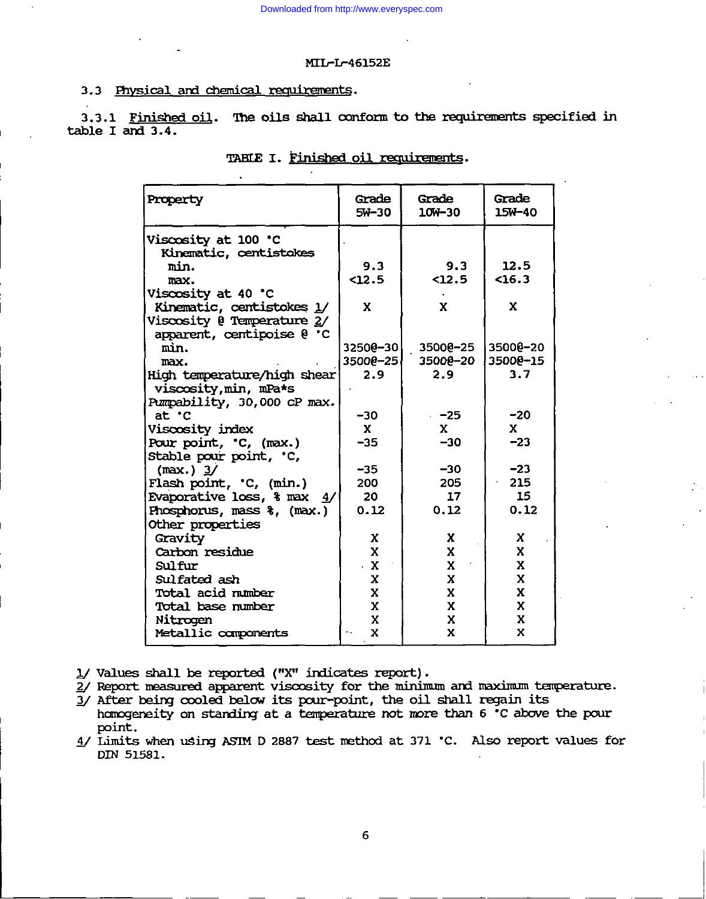3.3 Physical and chemical requirements.

3.3.1 Finished oil. The oils shall conform to the requirements specified in table I and 3.4.

TABLE I. Finished oil requirements.

| Property | Grade 5W-30 | Grade 10W-30 | Grade 15W-40 |
|---|---|---|---|
| Viscosity at 100 °C | | | |
| Kinematic, centistokes | | | |
| min. | 9.3 | 9.3 | 12.5 |
| max. | <12.5 | <12.5 | <16.3 |
| Viscosity at 40 °C | | | |
| Kinematic, centistokes 1/ | X | X | X |
| Viscosity @ Temperature 2/ apparent, centipoise @ °C | | | |
| min. | 3250@-30 | 3500@-25 | 3500@-20 |
| max. | 3500@-25 | 3500@-20 | 3500@-15 |
| High temperature/high shear viscosity, min, mPa*s | 2.9 | 2.9 | 3.7 |
| Pumpability, 30,000 cP max. at °C | -30 | -25 | -20 |
| Viscosity index | X | X | X |
| Pour point, °C, (max.) | -35 | -30 | -23 |
| Stable pour point, °C, (max.) 3/ | -35 | -30 | -23 |
| Flash point, °C, (min.) | 200 | 205 | 215 |
| Evaporative loss, % max 4/ | 20 | 17 | 15 |
| Phosphorus, mass %, (max.) | 0.12 | 0.12 | 0.12 |
| Other properties | | | |
| Gravity | X | X | X |
| Carbon residue | X | X | X |
| Sulfur | X | X | X |
| Sulfated ash | X | X | X |
| Total acid number | X | X | X |
| Total base number | X | X | X |
| Nitrogen | X | X | X |
| Metallic components | X | X | X |

1/ Values shall be reported ("X" indicates report).

2/ Report measured apparent viscosity for the minimum and maximum temperature.

3/ After being cooled below its pour-point, the oil shall regain its homogeneity on standing at a temperature not more than 6 °C above the pour point.

4/ Limits when using ASTM D 2887 test method at 371 °C. Also report values for DIN 51581.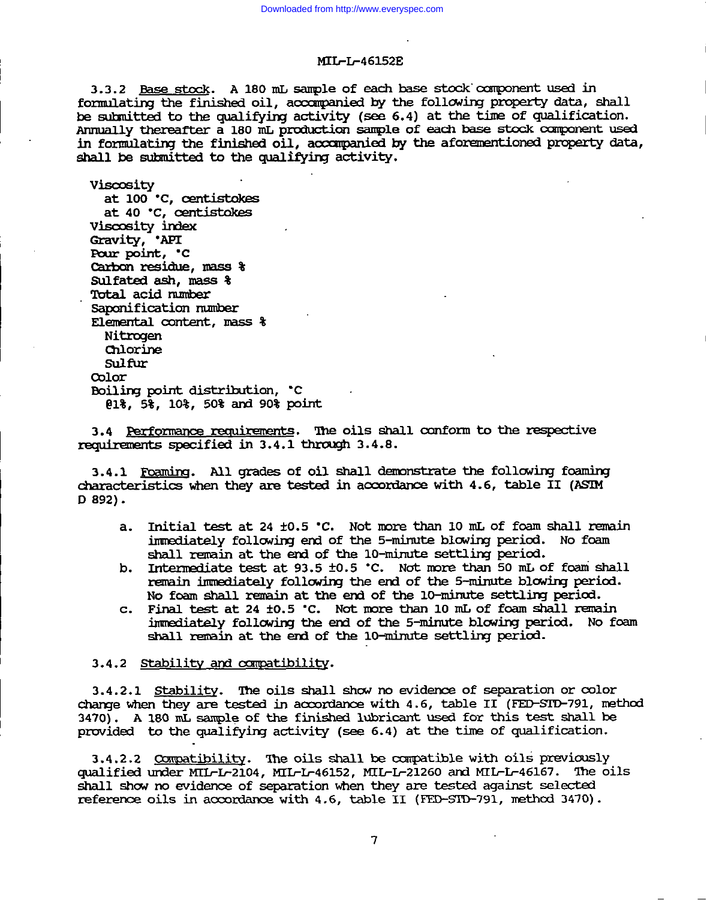3.3.2 Base stock. A 180 mL sample of each base stock component used in formulating the finished oil, accompanied by the following property data, shall be submitted to the qualifying activity (see 6.4) at the time of qualification. Annually thereafter a 180 mL production sample of each base stock component used in formulating the finished oil, accompanied by the aforementioned property data, shall be submitted to the qualifying activity.

- Viscosity
  - at 100 °C, centistokes
  - at 40 °C, centistokes
- Viscosity index
- Gravity, °API
- Pour point, °C
- Carbon residue, mass %
- Sulfated ash, mass %
- Total acid number
- Saponification number
- Elemental content, mass %
  - Nitrogen
  - Chlorine
  - Sulfur
- Color
- Boiling point distribution, °C
  - @1%, 5%, 10%, 50% and 90% point

3.4 Performance requirements. The oils shall conform to the respective requirements specified in 3.4.1 through 3.4.8.

3.4.1 Foaming. All grades of oil shall demonstrate the following foaming characteristics when they are tested in accordance with 4.6, table II (ASTM D 892).

a. Initial test at 24 ±0.5 °C. Not more than 10 mL of foam shall remain immediately following end of the 5-minute blowing period. No foam shall remain at the end of the 10-minute settling period.
b. Intermediate test at 93.5 ±0.5 °C. Not more than 50 mL of foam shall remain immediately following the end of the 5-minute blowing period. No foam shall remain at the end of the 10-minute settling period.
c. Final test at 24 ±0.5 °C. Not more than 10 mL of foam shall remain immediately following the end of the 5-minute blowing period. No foam shall remain at the end of the 10-minute settling period.

3.4.2 Stability and compatibility.

3.4.2.1 Stability. The oils shall show no evidence of separation or color change when they are tested in accordance with 4.6, table II (FED-STD-791, method 3470). A 180 mL sample of the finished lubricant used for this test shall be provided to the qualifying activity (see 6.4) at the time of qualification.

3.4.2.2 Compatibility. The oils shall be compatible with oils previously qualified under MIL-L-2104, MIL-L-46152, MIL-L-21260 and MIL-L-46167. The oils shall show no evidence of separation when they are tested against selected reference oils in accordance with 4.6, table II (FED-STD-791, method 3470).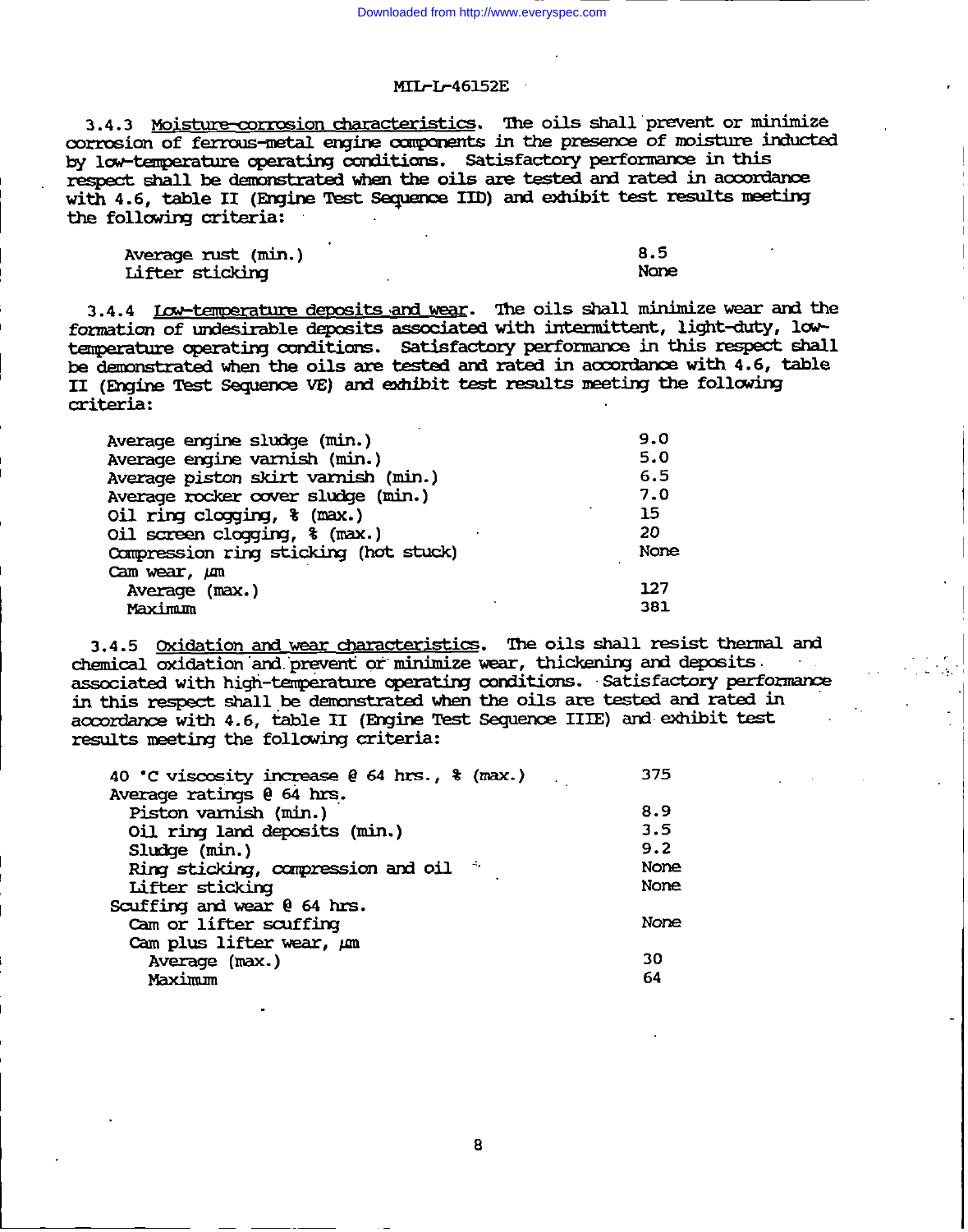3.4.3 Moisture-corrosion characteristics. The oils shall prevent or minimize corrosion of ferrous-metal engine components in the presence of moisture inducted by low-temperature operating conditions. Satisfactory performance in this respect shall be demonstrated when the oils are tested and rated in accordance with 4.6, table II (Engine Test Sequence IID) and exhibit test results meeting the following criteria:

| | |
|---|---|
| Average rust (min.) | 8.5 |
| Lifter sticking | None |

3.4.4 Low-temperature deposits and wear. The oils shall minimize wear and the formation of undesirable deposits associated with intermittent, light-duty, low-temperature operating conditions. Satisfactory performance in this respect shall be demonstrated when the oils are tested and rated in accordance with 4.6, table II (Engine Test Sequence VE) and exhibit test results meeting the following criteria:

| | |
|---|---|
| Average engine sludge (min.) | 9.0 |
| Average engine varnish (min.) | 5.0 |
| Average piston skirt varnish (min.) | 6.5 |
| Average rocker cover sludge (min.) | 7.0 |
| Oil ring clogging, % (max.) | 15 |
| Oil screen clogging, % (max.) | 20 |
| Compression ring sticking (hot stuck) | None |
| Cam wear, µm | |
| Average (max.) | 127 |
| Maximum | 381 |

3.4.5 Oxidation and wear characteristics. The oils shall resist thermal and chemical oxidation and prevent or minimize wear, thickening and deposits associated with high-temperature operating conditions. Satisfactory performance in this respect shall be demonstrated when the oils are tested and rated in accordance with 4.6, table II (Engine Test Sequence IIIE) and exhibit test results meeting the following criteria:

| | |
|---|---|
| 40 °C viscosity increase @ 64 hrs., % (max.) | 375 |
| Average ratings @ 64 hrs. | |
| Piston varnish (min.) | 8.9 |
| Oil ring land deposits (min.) | 3.5 |
| Sludge (min.) | 9.2 |
| Ring sticking, compression and oil | None |
| Lifter sticking | None |
| Scuffing and wear @ 64 hrs. | |
| Cam or lifter scuffing | None |
| Cam plus lifter wear, µm | |
| Average (max.) | 30 |
| Maximum | 64 |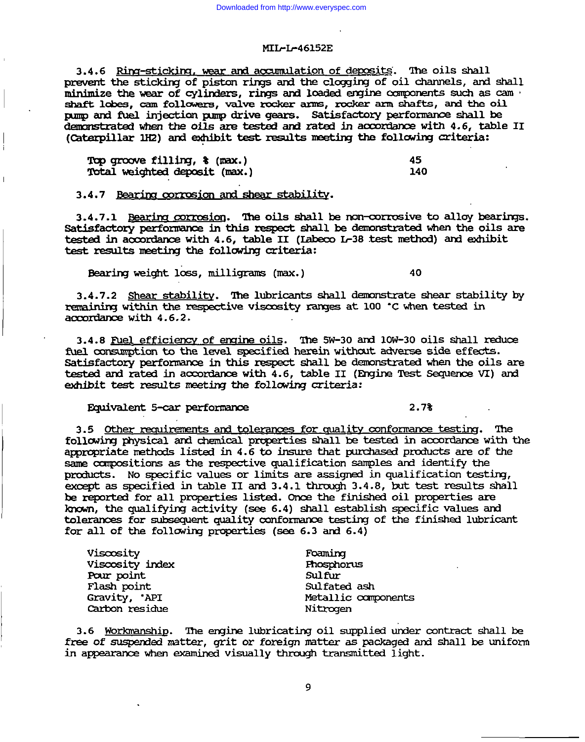3.4.6 Ring-sticking, wear and accumulation of deposits. The oils shall prevent the sticking of piston rings and the clogging of oil channels, and shall minimize the wear of cylinders, rings and loaded engine components such as cam shaft lobes, cam followers, valve rocker arms, rocker arm shafts, and the oil pump and fuel injection pump drive gears. Satisfactory performance shall be demonstrated when the oils are tested and rated in accordance with 4.6, table II (Caterpillar 1H2) and exhibit test results meeting the following criteria:

| | |
|---|---|
| Top groove filling, % (max.) | 45 |
| Total weighted deposit (max.) | 140 |

3.4.7 Bearing corrosion and shear stability.

3.4.7.1 Bearing corrosion. The oils shall be non-corrosive to alloy bearings. Satisfactory performance in this respect shall be demonstrated when the oils are tested in accordance with 4.6, table II (Labeco L-38 test method) and exhibit test results meeting the following criteria:

| | |
|---|---|
| Bearing weight loss, milligrams (max.) | 40 |

3.4.7.2 Shear stability. The lubricants shall demonstrate shear stability by remaining within the respective viscosity ranges at 100 °C when tested in accordance with 4.6.2.

3.4.8 Fuel efficiency of engine oils. The 5W-30 and 10W-30 oils shall reduce fuel consumption to the level specified herein without adverse side effects. Satisfactory performance in this respect shall be demonstrated when the oils are tested and rated in accordance with 4.6, table II (Engine Test Sequence VI) and exhibit test results meeting the following criteria:

| | |
|---|---|
| Equivalent 5-car performance | 2.7% |

3.5 Other requirements and tolerances for quality conformance testing. The following physical and chemical properties shall be tested in accordance with the appropriate methods listed in 4.6 to insure that purchased products are of the same compositions as the respective qualification samples and identify the products. No specific values or limits are assigned in qualification testing, except as specified in table II and 3.4.1 through 3.4.8, but test results shall be reported for all properties listed. Once the finished oil properties are known, the qualifying activity (see 6.4) shall establish specific values and tolerances for subsequent quality conformance testing of the finished lubricant for all of the following properties (see 6.3 and 6.4)

| | |
|---|---|
| Viscosity | Foaming |
| Viscosity index | Phosphorus |
| Pour point | Sulfur |
| Flash point | Sulfated ash |
| Gravity, °API | Metallic components |
| Carbon residue | Nitrogen |

3.6 Workmanship. The engine lubricating oil supplied under contract shall be free of suspended matter, grit or foreign matter as packaged and shall be uniform in appearance when examined visually through transmitted light.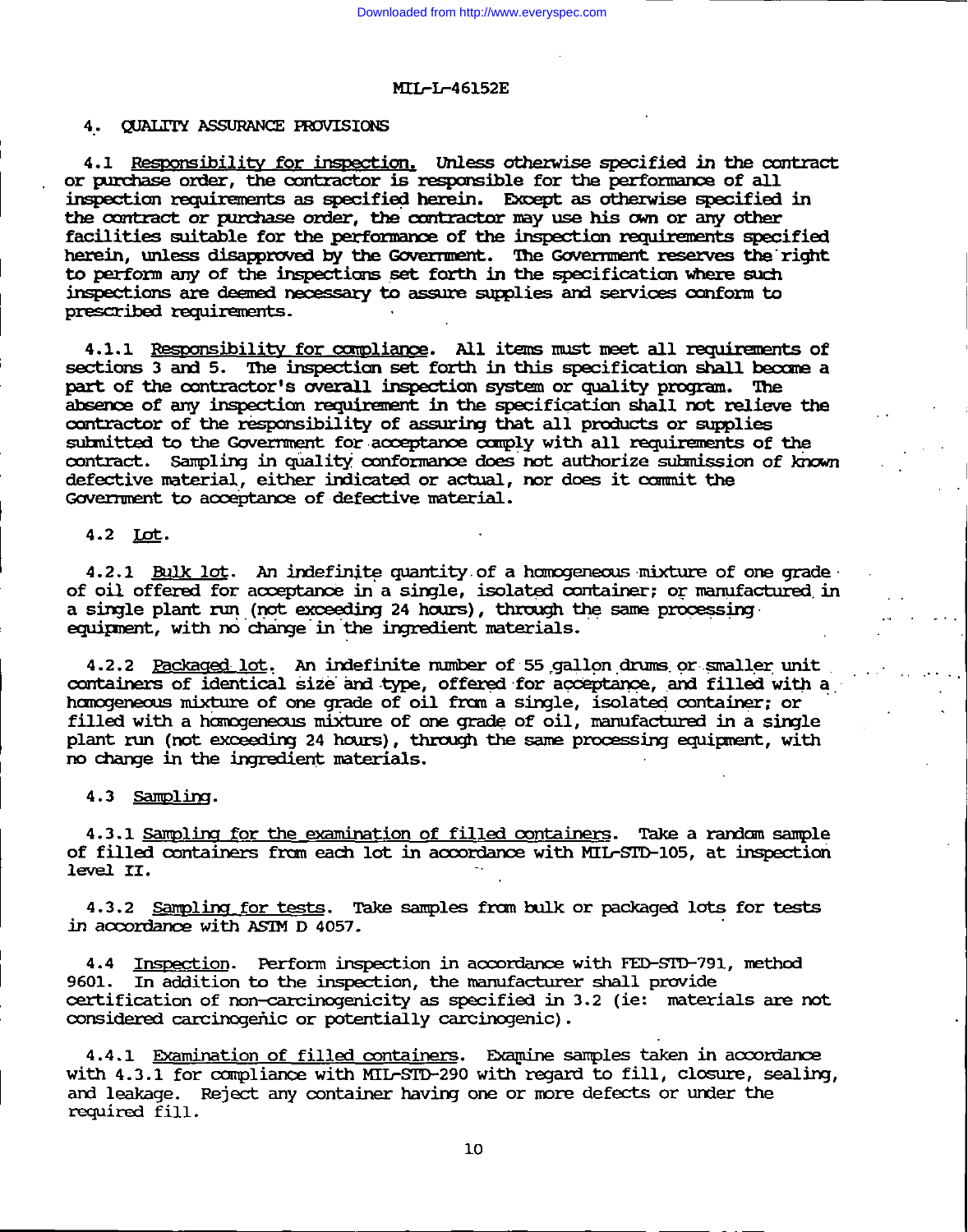## 4. QUALITY ASSURANCE PROVISIONS

4.1 Responsibility for inspection. Unless otherwise specified in the contract or purchase order, the contractor is responsible for the performance of all inspection requirements as specified herein. Except as otherwise specified in the contract or purchase order, the contractor may use his own or any other facilities suitable for the performance of the inspection requirements specified herein, unless disapproved by the Government. The Government reserves the right to perform any of the inspections set forth in the specification where such inspections are deemed necessary to assure supplies and services conform to prescribed requirements.

4.1.1 Responsibility for compliance. All items must meet all requirements of sections 3 and 5. The inspection set forth in this specification shall become a part of the contractor's overall inspection system or quality program. The absence of any inspection requirement in the specification shall not relieve the contractor of the responsibility of assuring that all products or supplies submitted to the Government for acceptance comply with all requirements of the contract. Sampling in quality conformance does not authorize submission of known defective material, either indicated or actual, nor does it commit the Government to acceptance of defective material.

4.2 Lot.

4.2.1 Bulk lot. An indefinite quantity of a homogeneous mixture of one grade of oil offered for acceptance in a single, isolated container; or manufactured in a single plant run (not exceeding 24 hours), through the same processing equipment, with no change in the ingredient materials.

4.2.2 Packaged lot. An indefinite number of 55 gallon drums or smaller unit containers of identical size and type, offered for acceptance, and filled with a homogeneous mixture of one grade of oil from a single, isolated container; or filled with a homogeneous mixture of one grade of oil, manufactured in a single plant run (not exceeding 24 hours), through the same processing equipment, with no change in the ingredient materials.

4.3 Sampling.

4.3.1 Sampling for the examination of filled containers. Take a random sample of filled containers from each lot in accordance with MIL-STD-105, at inspection level II.

4.3.2 Sampling for tests. Take samples from bulk or packaged lots for tests in accordance with ASTM D 4057.

4.4 Inspection. Perform inspection in accordance with FED-STD-791, method 9601. In addition to the inspection, the manufacturer shall provide certification of non-carcinogenicity as specified in 3.2 (ie: materials are not considered carcinogenic or potentially carcinogenic).

4.4.1 Examination of filled containers. Examine samples taken in accordance with 4.3.1 for compliance with MIL-STD-290 with regard to fill, closure, sealing, and leakage. Reject any container having one or more defects or under the required fill.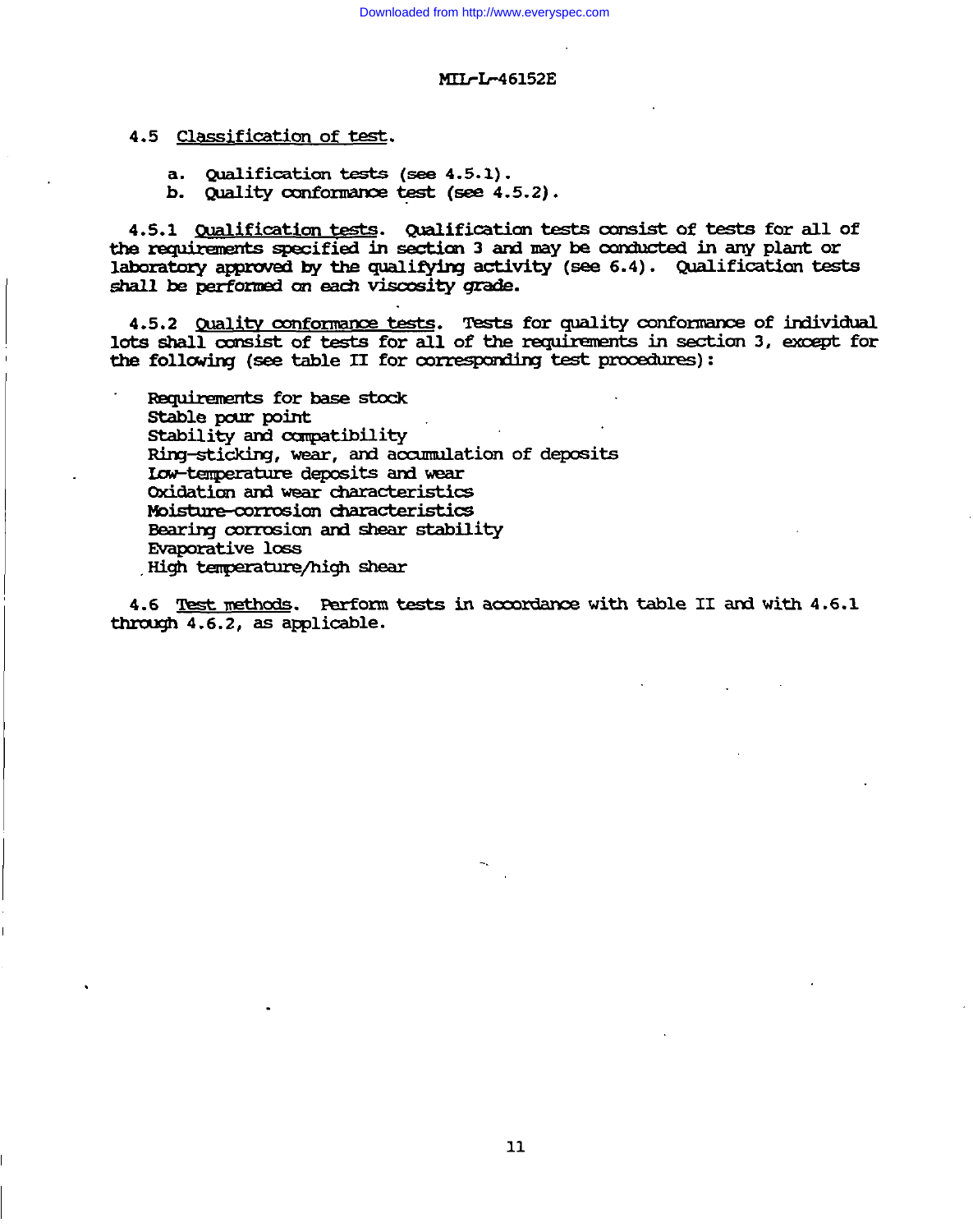4.5 Classification of test.

a. Qualification tests (see 4.5.1).
b. Quality conformance test (see 4.5.2).

4.5.1 Qualification tests. Qualification tests consist of tests for all of the requirements specified in section 3 and may be conducted in any plant or laboratory approved by the qualifying activity (see 6.4). Qualification tests shall be performed on each viscosity grade.

4.5.2 Quality conformance tests. Tests for quality conformance of individual lots shall consist of tests for all of the requirements in section 3, except for the following (see table II for corresponding test procedures):

Requirements for base stock
Stable pour point
Stability and compatibility
Ring-sticking, wear, and accumulation of deposits
Low-temperature deposits and wear
Oxidation and wear characteristics
Moisture-corrosion characteristics
Bearing corrosion and shear stability
Evaporative loss
High temperature/high shear

4.6 Test methods. Perform tests in accordance with table II and with 4.6.1 through 4.6.2, as applicable.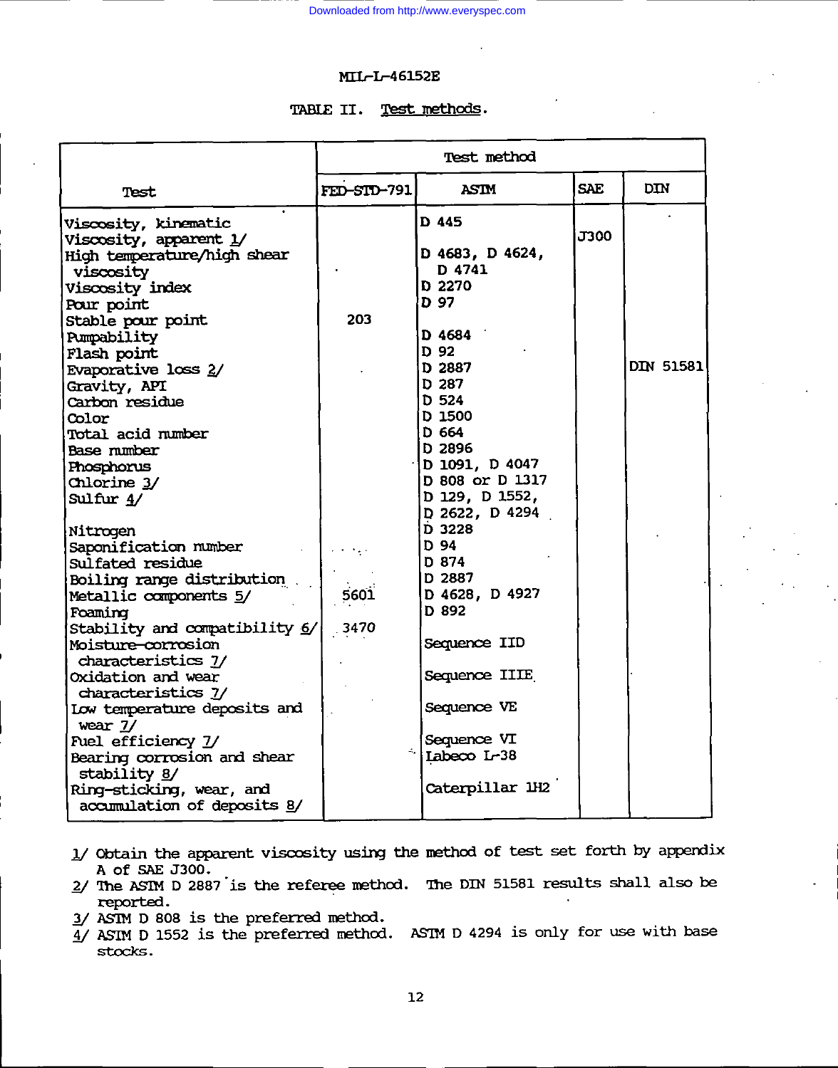MIL-L-46152E

TABLE II. Test methods.

| Test | Test method | | | |
|---|---|---|---|---|
| | FED-STD-791 | ASTM | SAE | DIN |
| Viscosity, kinematic | | D 445 | | |
| Viscosity, apparent 1/ | | | J300 | |
| High temperature/high shear viscosity | | D 4683, D 4624, D 4741 | | |
| Viscosity index | | D 2270 | | |
| Pour point | | D 97 | | |
| Stable pour point | 203 | | | |
| Pumpability | | D 4684 | | |
| Flash point | | D 92 | | |
| Evaporative loss 2/ | | D 2887 | | DIN 51581 |
| Gravity, API | | D 287 | | |
| Carbon residue | | D 524 | | |
| Color | | D 1500 | | |
| Total acid number | | D 664 | | |
| Base number | | D 2896 | | |
| Phosphorus | | D 1091, D 4047 | | |
| Chlorine 3/ | | D 808 or D 1317 | | |
| Sulfur 4/ | | D 129, D 1552, D 2622, D 4294 | | |
| Nitrogen | | D 3228 | | |
| Saponification number | | D 94 | | |
| Sulfated residue | | D 874 | | |
| Boiling range distribution | | D 2887 | | |
| Metallic components 5/ | 5601 | D 4628, D 4927 | | |
| Foaming | | D 892 | | |
| Stability and compatibility 6/ | 3470 | | | |
| Moisture-corrosion characteristics 7/ | | Sequence IID | | |
| Oxidation and wear characteristics 7/ | | Sequence IIIE | | |
| Low temperature deposits and wear 7/ | | Sequence VE | | |
| Fuel efficiency 7/ | | Sequence VI | | |
| Bearing corrosion and shear stability 8/ | | Labeco L-38 | | |
| Ring-sticking, wear, and accumulation of deposits 8/ | | Caterpillar 1H2 | | |

1/ Obtain the apparent viscosity using the method of test set forth by appendix A of SAE J300.

2/ The ASTM D 2887 is the referee method. The DIN 51581 results shall also be reported.

3/ ASTM D 808 is the preferred method.

4/ ASTM D 1552 is the preferred method. ASTM D 4294 is only for use with base stocks.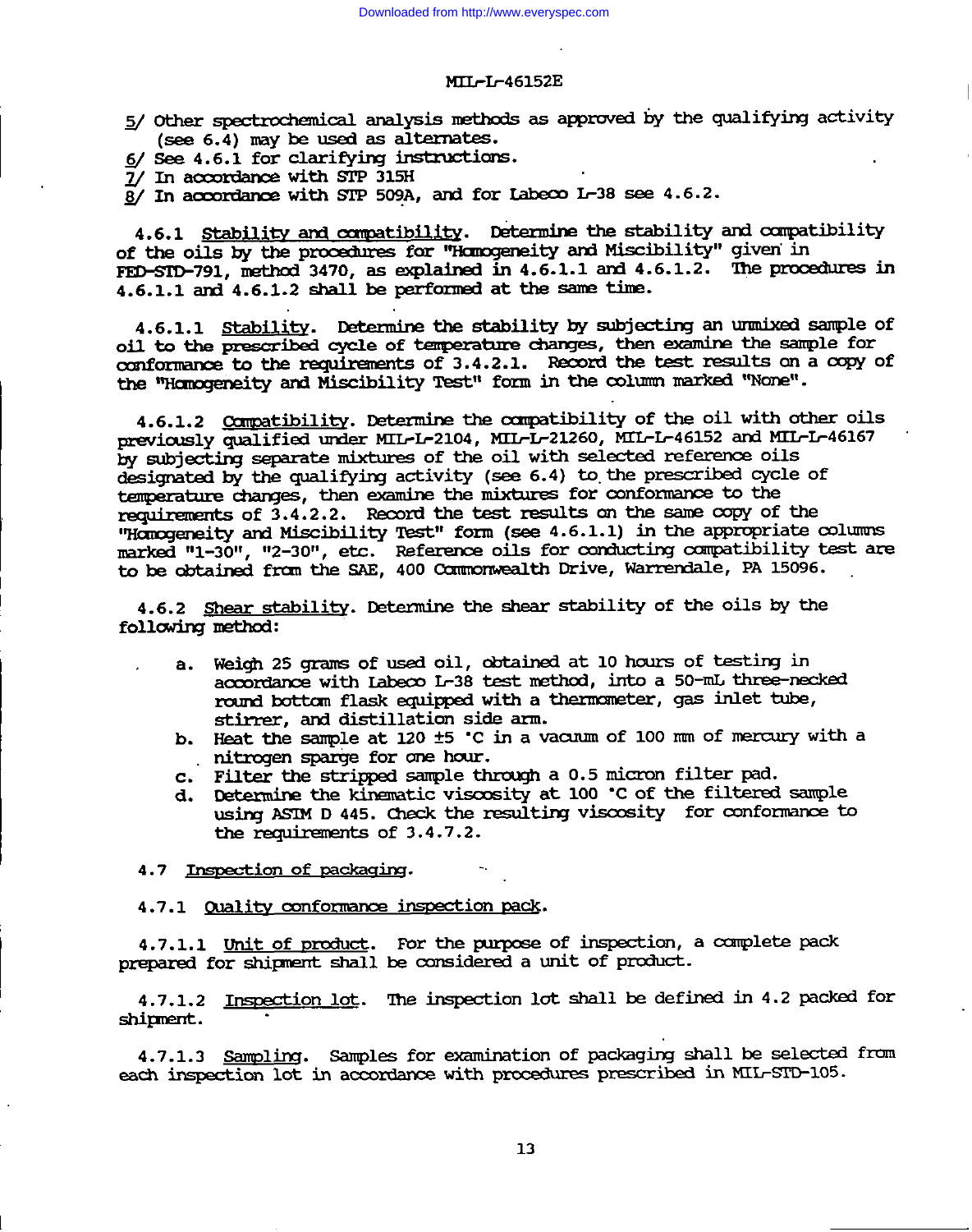5/ Other spectrochemical analysis methods as approved by the qualifying activity (see 6.4) may be used as alternates.
6/ See 4.6.1 for clarifying instructions.
7/ In accordance with STP 315H
8/ In accordance with STP 509A, and for Labeco L-38 see 4.6.2.

4.6.1 Stability and compatibility. Determine the stability and compatibility of the oils by the procedures for "Homogeneity and Miscibility" given in FED-STD-791, method 3470, as explained in 4.6.1.1 and 4.6.1.2. The procedures in 4.6.1.1 and 4.6.1.2 shall be performed at the same time.

4.6.1.1 Stability. Determine the stability by subjecting an unmixed sample of oil to the prescribed cycle of temperature changes, then examine the sample for conformance to the requirements of 3.4.2.1. Record the test results on a copy of the "Homogeneity and Miscibility Test" form in the column marked "None".

4.6.1.2 Compatibility. Determine the compatibility of the oil with other oils previously qualified under MIL-L-2104, MIL-L-21260, MIL-L-46152 and MIL-L-46167 by subjecting separate mixtures of the oil with selected reference oils designated by the qualifying activity (see 6.4) to the prescribed cycle of temperature changes, then examine the mixtures for conformance to the requirements of 3.4.2.2. Record the test results on the same copy of the "Homogeneity and Miscibility Test" form (see 4.6.1.1) in the appropriate columns marked "1-30", "2-30", etc. Reference oils for conducting compatibility test are to be obtained from the SAE, 400 Commonwealth Drive, Warrendale, PA 15096.

4.6.2 Shear stability. Determine the shear stability of the oils by the following method:

a. Weigh 25 grams of used oil, obtained at 10 hours of testing in accordance with Labeco L-38 test method, into a 50-mL three-necked round bottom flask equipped with a thermometer, gas inlet tube, stirrer, and distillation side arm.
b. Heat the sample at 120 ±5 °C in a vacuum of 100 mm of mercury with a nitrogen sparge for one hour.
c. Filter the stripped sample through a 0.5 micron filter pad.
d. Determine the kinematic viscosity at 100 °C of the filtered sample using ASTM D 445. Check the resulting viscosity for conformance to the requirements of 3.4.7.2.

4.7 Inspection of packaging.

4.7.1 Quality conformance inspection pack.

4.7.1.1 Unit of product. For the purpose of inspection, a complete pack prepared for shipment shall be considered a unit of product.

4.7.1.2 Inspection lot. The inspection lot shall be defined in 4.2 packed for shipment.

4.7.1.3 Sampling. Samples for examination of packaging shall be selected from each inspection lot in accordance with procedures prescribed in MIL-STD-105.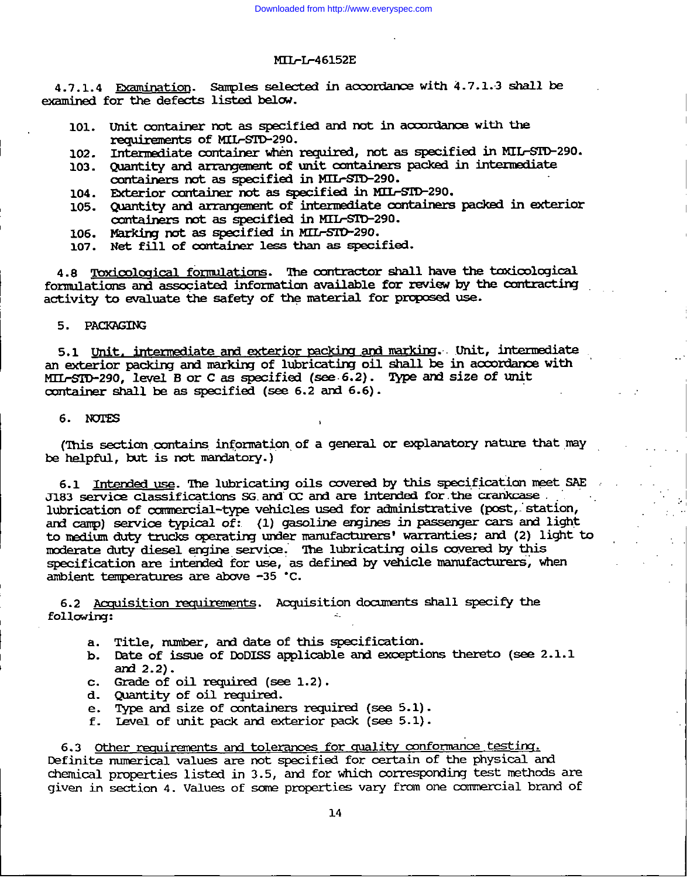4.7.1.4 Examination. Samples selected in accordance with 4.7.1.3 shall be examined for the defects listed below.

101. Unit container not as specified and not in accordance with the requirements of MIL-STD-290.
102. Intermediate container when required, not as specified in MIL-STD-290.
103. Quantity and arrangement of unit containers packed in intermediate containers not as specified in MIL-STD-290.
104. Exterior container not as specified in MIL-STD-290.
105. Quantity and arrangement of intermediate containers packed in exterior containers not as specified in MIL-STD-290.
106. Marking not as specified in MIL-STD-290.
107. Net fill of container less than as specified.

4.8 Toxicological formulations. The contractor shall have the toxicological formulations and associated information available for review by the contracting activity to evaluate the safety of the material for proposed use.

5. PACKAGING

5.1 Unit, intermediate and exterior packing and marking. Unit, intermediate an exterior packing and marking of lubricating oil shall be in accordance with MIL-STD-290, level B or C as specified (see 6.2). Type and size of unit container shall be as specified (see 6.2 and 6.6).

6. NOTES

(This section contains information of a general or explanatory nature that may be helpful, but is not mandatory.)

6.1 Intended use. The lubricating oils covered by this specification meet SAE J183 service classifications SG and CC and are intended for the crankcase lubrication of commercial-type vehicles used for administrative (post, station, and camp) service typical of: (1) gasoline engines in passenger cars and light to medium duty trucks operating under manufacturers' warranties; and (2) light to moderate duty diesel engine service. The lubricating oils covered by this specification are intended for use, as defined by vehicle manufacturers, when ambient temperatures are above -35 °C.

6.2 Acquisition requirements. Acquisition documents shall specify the following:

a. Title, number, and date of this specification.
b. Date of issue of DoDISS applicable and exceptions thereto (see 2.1.1 and 2.2).
c. Grade of oil required (see 1.2).
d. Quantity of oil required.
e. Type and size of containers required (see 5.1).
f. Level of unit pack and exterior pack (see 5.1).

6.3 Other requirements and tolerances for quality conformance testing. Definite numerical values are not specified for certain of the physical and chemical properties listed in 3.5, and for which corresponding test methods are given in section 4. Values of some properties vary from one commercial brand of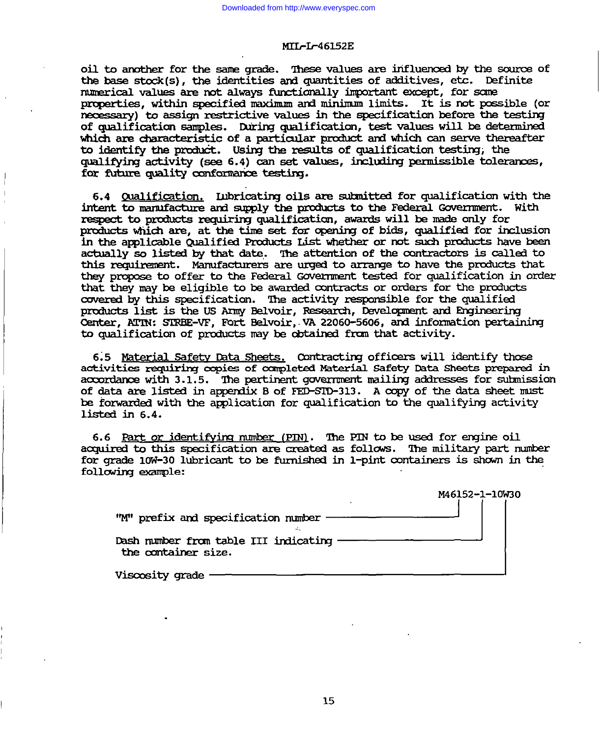oil to another for the same grade. These values are influenced by the source of the base stock(s), the identities and quantities of additives, etc. Definite numerical values are not always functionally important except, for some properties, within specified maximum and minimum limits. It is not possible (or necessary) to assign restrictive values in the specification before the testing of qualification samples. During qualification, test values will be determined which are characteristic of a particular product and which can serve thereafter to identify the product. Using the results of qualification testing, the qualifying activity (see 6.4) can set values, including permissible tolerances, for future quality conformance testing.

6.4 Qualification. Lubricating oils are submitted for qualification with the intent to manufacture and supply the products to the Federal Government. With respect to products requiring qualification, awards will be made only for products which are, at the time set for opening of bids, qualified for inclusion in the applicable Qualified Products List whether or not such products have been actually so listed by that date. The attention of the contractors is called to this requirement. Manufacturers are urged to arrange to have the products that they propose to offer to the Federal Government tested for qualification in order that they may be eligible to be awarded contracts or orders for the products covered by this specification. The activity responsible for the qualified products list is the US Army Belvoir, Research, Development and Engineering Center, ATTN: STRBE-VF, Fort Belvoir, VA 22060-5606, and information pertaining to qualification of products may be obtained from that activity.

6.5 Material Safety Data Sheets. Contracting officers will identify those activities requiring copies of completed Material Safety Data Sheets prepared in accordance with 3.1.5. The pertinent government mailing addresses for submission of data are listed in appendix B of FED-STD-313. A copy of the data sheet must be forwarded with the application for qualification to the qualifying activity listed in 6.4.

6.6 Part or identifying number (PIN). The PIN to be used for engine oil acquired to this specification are created as follows. The military part number for grade 10W-30 lubricant to be furnished in 1-pint containers is shown in the following example:

M46152-1-10W30

- "M" prefix and specification number: M46152
- Dash number from table III indicating the container size: 1
- Viscosity grade: 10W30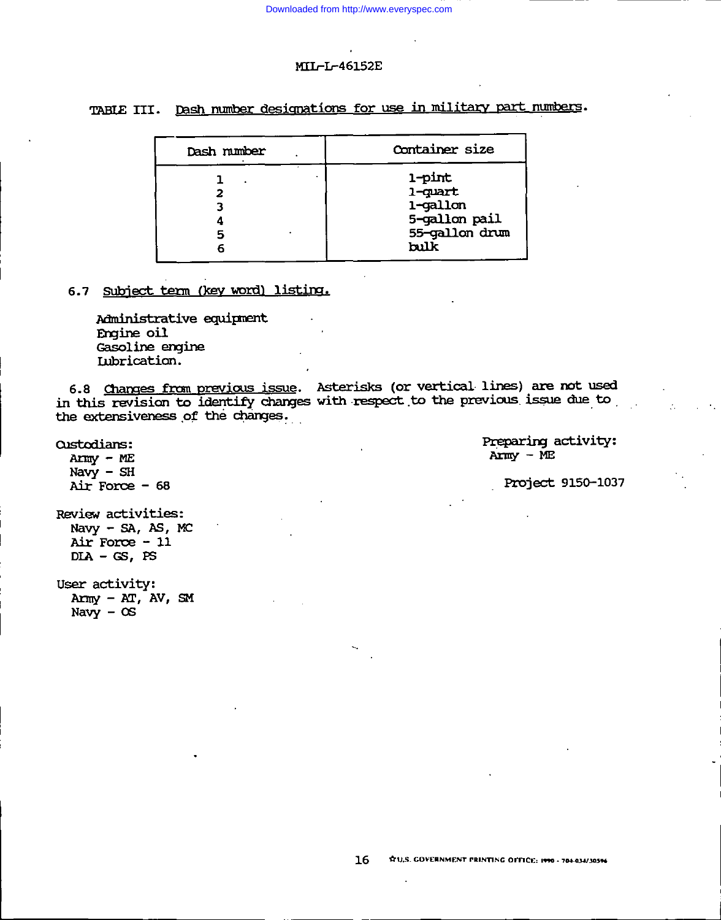TABLE III. Dash number designations for use in military part numbers.

| Dash number | Container size |
|---|---|
| 1 | 1-pint |
| 2 | 1-quart |
| 3 | 1-gallon |
| 4 | 5-gallon pail |
| 5 | 55-gallon drum |
| 6 | bulk |

6.7 Subject term (key word) listing.

Administrative equipment
Engine oil
Gasoline engine
Lubrication.

6.8 Changes from previous issue. Asterisks (or vertical lines) are not used in this revision to identify changes with respect to the previous issue due to the extensiveness of the changes.

Custodians:
Army - ME
Navy - SH
Air Force - 68

Preparing activity:
Army - ME

Project 9150-1037

Review activities:
Navy - SA, AS, MC
Air Force - 11
DLA - GS, PS

User activity:
Army - AT, AV, SM
Navy - OS

☆U.S. GOVERNMENT PRINTING OFFICE: 1990 - 704-034/30596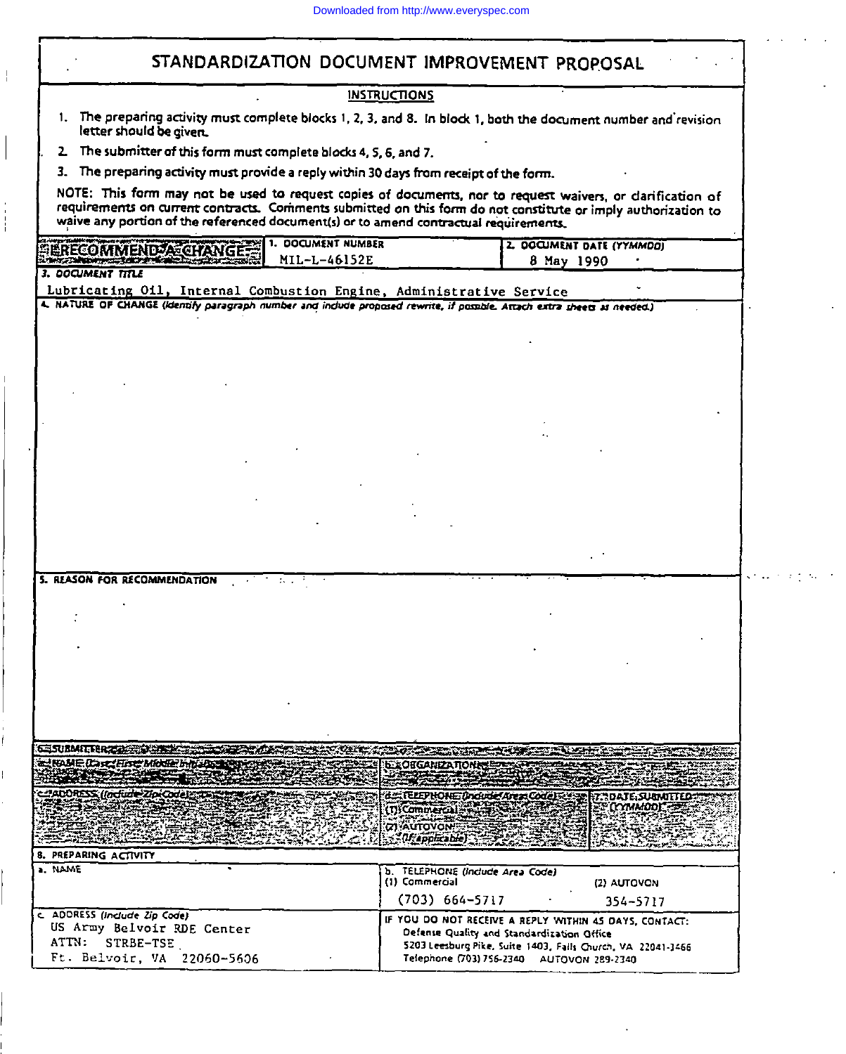# STANDARDIZATION DOCUMENT IMPROVEMENT PROPOSAL

## INSTRUCTIONS

1. The preparing activity must complete blocks 1, 2, 3, and 8. In block 1, both the document number and revision letter should be given.
2. The submitter of this form must complete blocks 4, 5, 6, and 7.
3. The preparing activity must provide a reply within 30 days from receipt of the form.

NOTE: This form may not be used to request copies of documents, nor to request waivers, or clarification of requirements on current contracts. Comments submitted on this form do not constitute or imply authorization to waive any portion of the referenced document(s) or to amend contractual requirements.

| I RECOMMEND A CHANGE: | 1. DOCUMENT NUMBER | 2. DOCUMENT DATE (YYMMDD) |
|---|---|---|
| | MIL-L-46152E | 8 May 1990 |

**3. DOCUMENT TITLE**

Lubricating Oil, Internal Combustion Engine, Administrative Service

**4. NATURE OF CHANGE** *(Identify paragraph number and include proposed rewrite, if possible. Attach extra sheets as needed.)*

**5. REASON FOR RECOMMENDATION**

**6. SUBMITTER**

| a. NAME (Last, First, Middle Initial) | b. ORGANIZATION | |
|---|---|---|
| c. ADDRESS (Include Zip Code) | d. TELEPHONE (Include Area Code) (1) Commercial (2) AUTOVON (If applicable) | 7. DATE SUBMITTED (YYMMDD) |

**8. PREPARING ACTIVITY**

| a. NAME | b. TELEPHONE (Include Area Code) (1) Commercial: (703) 664-5717 (2) AUTOVON: 354-5717 |
|---|---|
| c. ADDRESS (Include Zip Code) US Army Belvoir RDE Center ATTN: STRBE-TSE Ft. Belvoir, VA 22060-5606 | IF YOU DO NOT RECEIVE A REPLY WITHIN 45 DAYS, CONTACT: Defense Quality and Standardization Office 5203 Leesburg Pike, Suite 1403, Falls Church, VA 22041-3466 Telephone (703) 756-2340 AUTOVON 289-2340 |